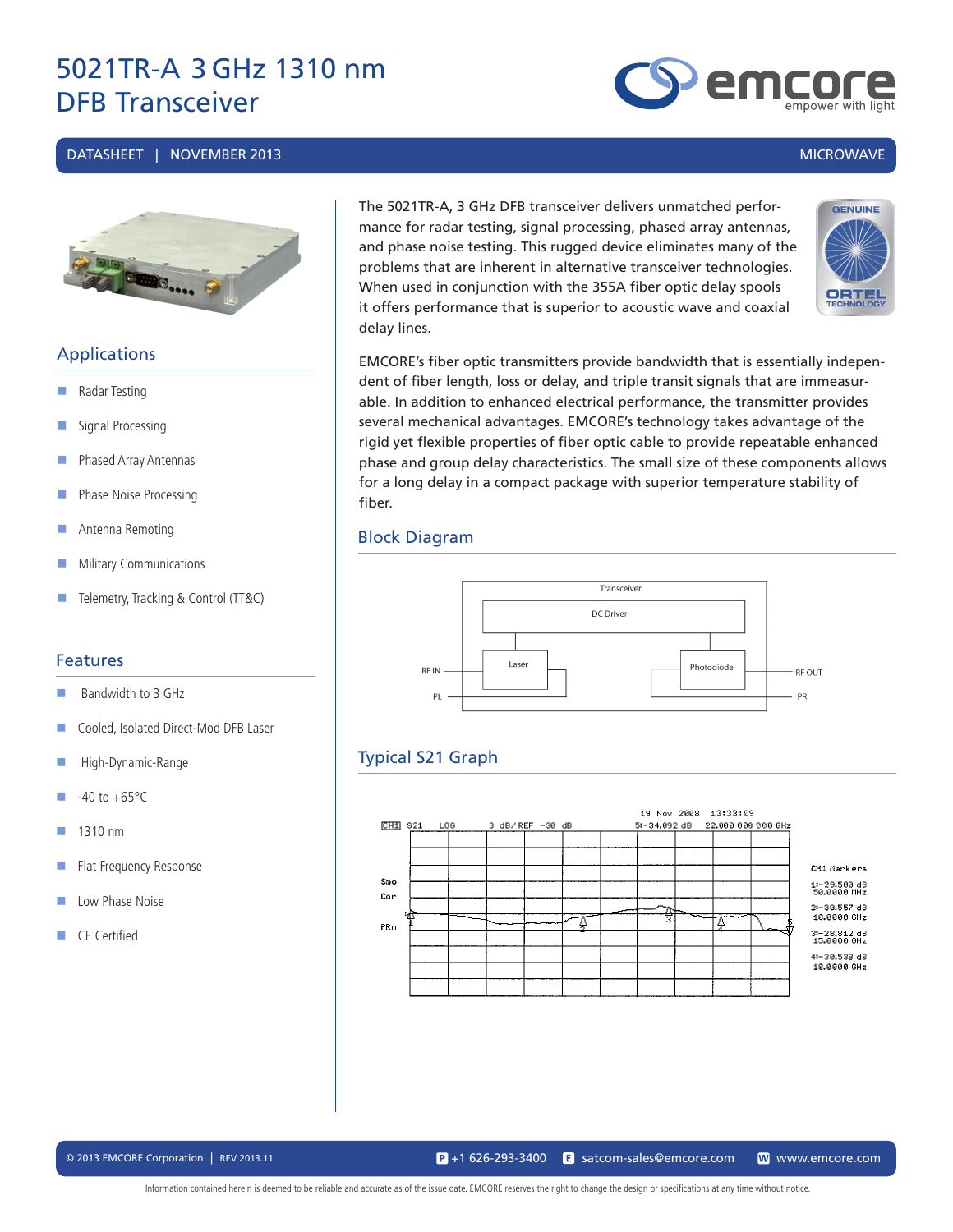# 5021TR-A 3 GHz 1310 nm DFB Transceiver

DATASHEET | NOVEMBER 2013 MICROWAVE

## Applications

- Radar Testing
- Signal Processing
- Phased Array Antennas
- Phase Noise Processing
- Antenna Remoting
- Military Communications
- Telemetry, Tracking & Control (TT&C)

## Features

- Bandwidth to 3 GHz
- Cooled, Isolated Direct-Mod DFB Laser
- High-Dynamic-Range
- -40 to +65°C
- 1310 nm
- Flat Frequency Response
- Low Phase Noise
- CE Certified

The 5021TR-A, 3 GHz DFB transceiver delivers unmatched performance for radar testing, signal processing, phased array antennas, and phase noise testing. This rugged device eliminates many of the problems that are inherent in alternative transceiver technologies. When used in conjunction with the 355A fiber optic delay spools it offers performance that is superior to acoustic wave and coaxial delay lines.

EMCORE's fiber optic transmitters provide bandwidth that is essentially independent of fiber length, loss or delay, and triple transit signals that are immeasurable. In addition to enhanced electrical performance, the transmitter provides several mechanical advantages. EMCORE's technology takes advantage of the rigid yet flexible properties of fiber optic cable to provide repeatable enhanced phase and group delay characteristics. The small size of these components allows for a long delay in a compact package with superior temperature stability of fiber.

## Block Diagram

Transceiver — DC Driver — Laser — Photodiode — RF IN — PL — RF OUT — PR

## Typical S21 Graph

CH1 S21 LOG 3 dB/ REF -30 dB — 19 Nov 2008 13:33:09 — 5: -34.092 dB 22.000 000 000 GHz

CH1 Markers
1: -29.500 dB 50.0000 MHz
2: -30.557 dB 10.0000 GHz
3: -28.812 dB 15.0000 GHz
4: -30.538 dB 18.0000 GHz

© 2013 EMCORE Corporation | REV 2013.11 — P +1 626-293-3400 — E satcom-sales@emcore.com — W www.emcore.com

Information contained herein is deemed to be reliable and accurate as of the issue date. EMCORE reserves the right to change the design or specifications at any time without notice.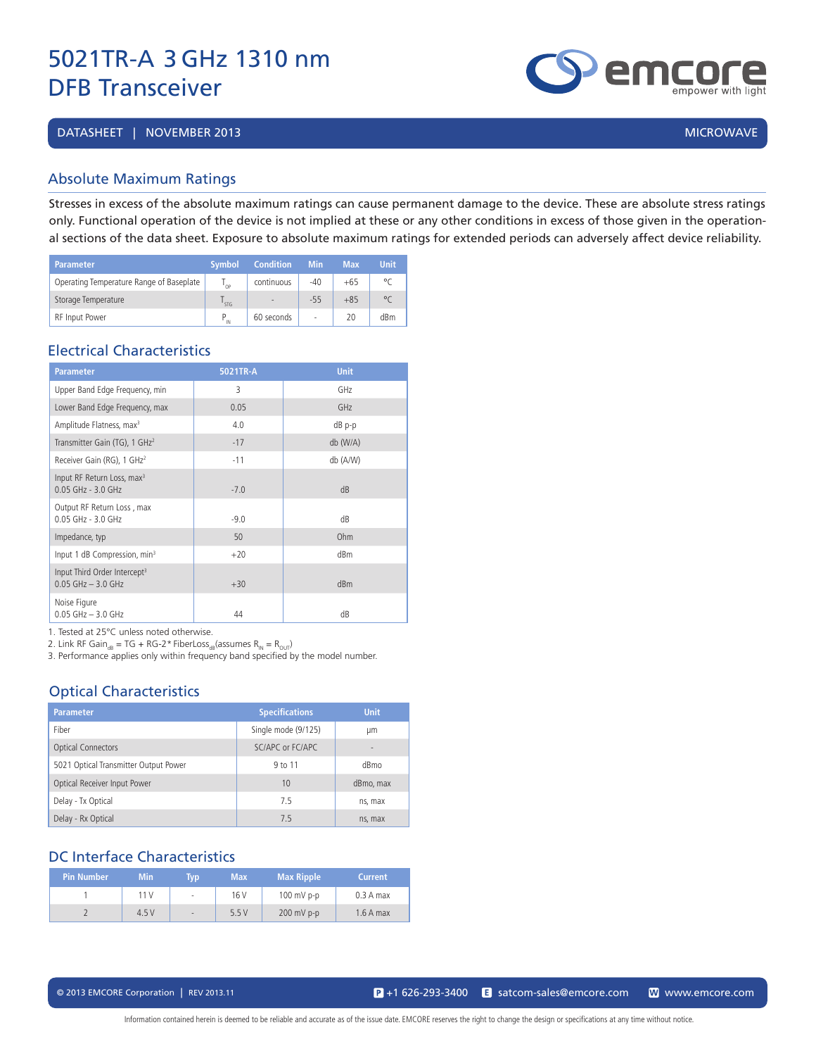# 5021TR-A 3 GHz 1310 nm DFB Transceiver

DATASHEET | NOVEMBER 2013 MICROWAVE

## Absolute Maximum Ratings

Stresses in excess of the absolute maximum ratings can cause permanent damage to the device. These are absolute stress ratings only. Functional operation of the device is not implied at these or any other conditions in excess of those given in the operational sections of the data sheet. Exposure to absolute maximum ratings for extended periods can adversely affect device reliability.

| Parameter | Symbol | Condition | Min | Max | Unit |
|---|---|---|---|---|---|
| Operating Temperature Range of Baseplate | $T_{OP}$ | continuous | -40 | +65 | °C |
| Storage Temperature | $T_{STG}$ | - | -55 | +85 | °C |
| RF Input Power | $P_{IN}$ | 60 seconds | - | 20 | dBm |

## Electrical Characteristics

| Parameter | 5021TR-A | Unit |
|---|---|---|
| Upper Band Edge Frequency, min | 3 | GHz |
| Lower Band Edge Frequency, max | 0.05 | GHz |
| Amplitude Flatness, max[3] | 4.0 | dB p-p |
| Transmitter Gain (TG), 1 GHz[2] | -17 | db (W/A) |
| Receiver Gain (RG), 1 GHz[2] | -11 | db (A/W) |
| Input RF Return Loss, max[3] 0.05 GHz - 3.0 GHz | -7.0 | dB |
| Output RF Return Loss , max 0.05 GHz - 3.0 GHz | -9.0 | dB |
| Impedance, typ | 50 | Ohm |
| Input 1 dB Compression, min[3] | +20 | dBm |
| Input Third Order Intercept[3] 0.05 GHz – 3.0 GHz | +30 | dBm |
| Noise Figure 0.05 GHz – 3.0 GHz | 44 | dB |

1. Tested at 25°C unless noted otherwise.
2. Link RF Gain$_{dB}$ = TG + RG-2* FiberLoss$_{dB}$(assumes $R_{IN} = R_{OUT}$)
3. Performance applies only within frequency band specified by the model number.

## Optical Characteristics

| Parameter | Specifications | Unit |
|---|---|---|
| Fiber | Single mode (9/125) | µm |
| Optical Connectors | SC/APC or FC/APC | - |
| 5021 Optical Transmitter Output Power | 9 to 11 | dBmo |
| Optical Receiver Input Power | 10 | dBmo, max |
| Delay - Tx Optical | 7.5 | ns, max |
| Delay - Rx Optical | 7.5 | ns, max |

## DC Interface Characteristics

| Pin Number | Min | Typ | Max | Max Ripple | Current |
|---|---|---|---|---|---|
| 1 | 11 V | - | 16 V | 100 mV p-p | 0.3 A max |
| 2 | 4.5 V | - | 5.5 V | 200 mV p-p | 1.6 A max |

© 2013 EMCORE Corporation | REV 2013.11 P +1 626-293-3400 E satcom-sales@emcore.com W www.emcore.com

Information contained herein is deemed to be reliable and accurate as of the issue date. EMCORE reserves the right to change the design or specifications at any time without notice.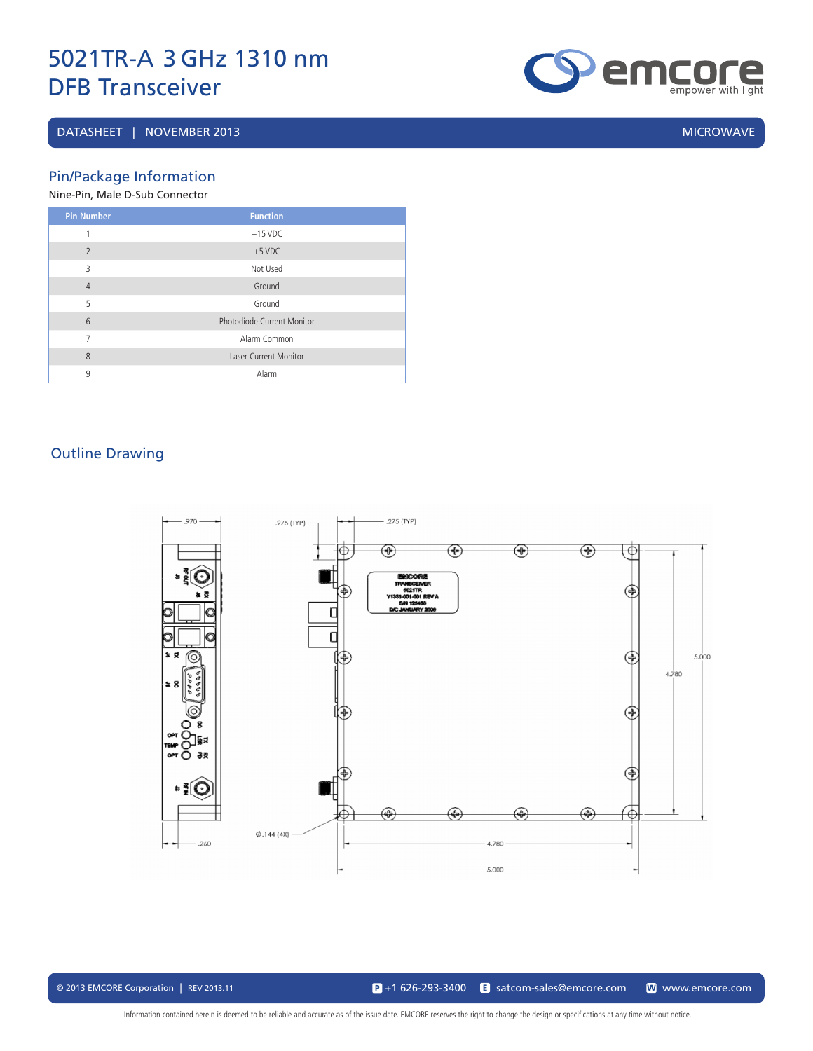# 5021TR-A 3 GHz 1310 nm DFB Transceiver

DATASHEET | NOVEMBER 2013 MICROWAVE

## Pin/Package Information

Nine-Pin, Male D-Sub Connector

| Pin Number | Function |
|---|---|
| 1 | +15 VDC |
| 2 | +5 VDC |
| 3 | Not Used |
| 4 | Ground |
| 5 | Ground |
| 6 | Photodiode Current Monitor |
| 7 | Alarm Common |
| 8 | Laser Current Monitor |
| 9 | Alarm |

## Outline Drawing

© 2013 EMCORE Corporation | REV 2013.11 P +1 626-293-3400 E satcom-sales@emcore.com W www.emcore.com

Information contained herein is deemed to be reliable and accurate as of the issue date. EMCORE reserves the right to change the design or specifications at any time without notice.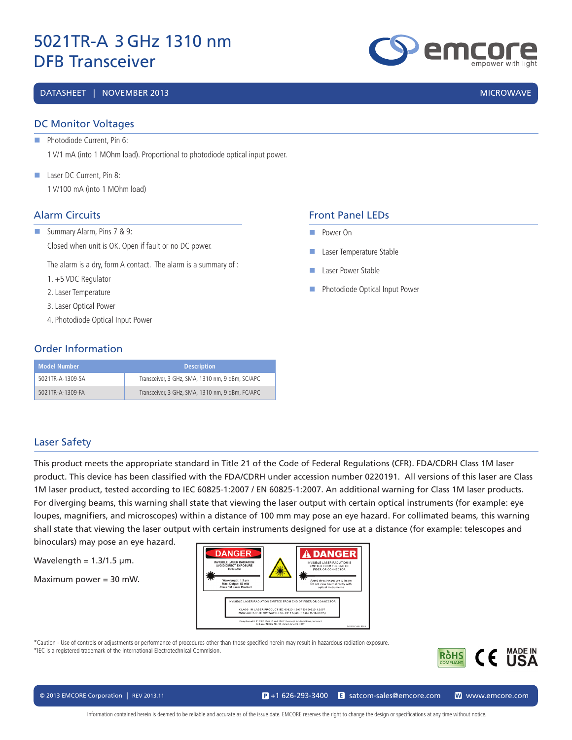# 5021TR-A 3 GHz 1310 nm DFB Transceiver

DATASHEET | NOVEMBER 2013 MICROWAVE

## DC Monitor Voltages

- Photodiode Current, Pin 6:

  1 V/1 mA (into 1 MOhm load). Proportional to photodiode optical input power.

- Laser DC Current, Pin 8:

  1 V/100 mA (into 1 MOhm load)

## Alarm Circuits

- Summary Alarm, Pins 7 & 9:

  Closed when unit is OK. Open if fault or no DC power.

  The alarm is a dry, form A contact. The alarm is a summary of :

  1. +5 VDC Regulator
  2. Laser Temperature
  3. Laser Optical Power
  4. Photodiode Optical Input Power

## Front Panel LEDs

- Power On
- Laser Temperature Stable
- Laser Power Stable
- Photodiode Optical Input Power

## Order Information

| Model Number | Description |
|---|---|
| 5021TR-A-1309-SA | Transceiver, 3 GHz, SMA, 1310 nm, 9 dBm, SC/APC |
| 5021TR-A-1309-FA | Transceiver, 3 GHz, SMA, 1310 nm, 9 dBm, FC/APC |

## Laser Safety

This product meets the appropriate standard in Title 21 of the Code of Federal Regulations (CFR). FDA/CDRH Class 1M laser product. This device has been classified with the FDA/CDRH under accession number 0220191. All versions of this laser are Class 1M laser product, tested according to IEC 60825-1:2007 / EN 60825-1:2007. An additional warning for Class 1M laser products. For diverging beams, this warning shall state that viewing the laser output with certain optical instruments (for example: eye loupes, magnifiers, and microscopes) within a distance of 100 mm may pose an eye hazard. For collimated beams, this warning shall state that viewing the laser output with certain instruments designed for use at a distance (for example: telescopes and binoculars) may pose an eye hazard.

Wavelength = 1.3/1.5 µm.

Maximum power = 30 mW.

DANGER
INVISIBLE LASER RADIATION
AVOID DIRECT EXPOSURE TO BEAM
Wavelength: 1.5 µm
Max. Output: 50 mW
Class 1M Laser Product

DANGER
INVISIBLE LASER RADIATION IS EMITTED FROM THE END OF FIBER OR CONNECTOR
Avoid direct exposure to beam
Do not view beam directly with optical instruments

INVISIBLE LASER RADIATION EMITTED FROM END OF FIBER OR CONNECTOR
CLASS 1M LASER PRODUCT IEC 60825-1:2007 EN 60825-1:2007
MAX OUTPUT: 50 mW WAVELENGTH: 1.5 µm (+ 1460 to 1620 nm)

Complies with 21 CFR 1040.10 and 1040.11 except for deviations pursuant to Laser Notice No. 50, dated June 24, 2007

*Caution - Use of controls or adjustments or performance of procedures other than those specified herein may result in hazardous radiation exposure.
*IEC is a registered trademark of the International Electrotechnical Commision.

RoHS COMPLIANT | CE | MADE IN USA

© 2013 EMCORE Corporation | REV 2013.11 | P +1 626-293-3400 | E satcom-sales@emcore.com | W www.emcore.com

Information contained herein is deemed to be reliable and accurate as of the issue date. EMCORE reserves the right to change the design or specifications at any time without notice.